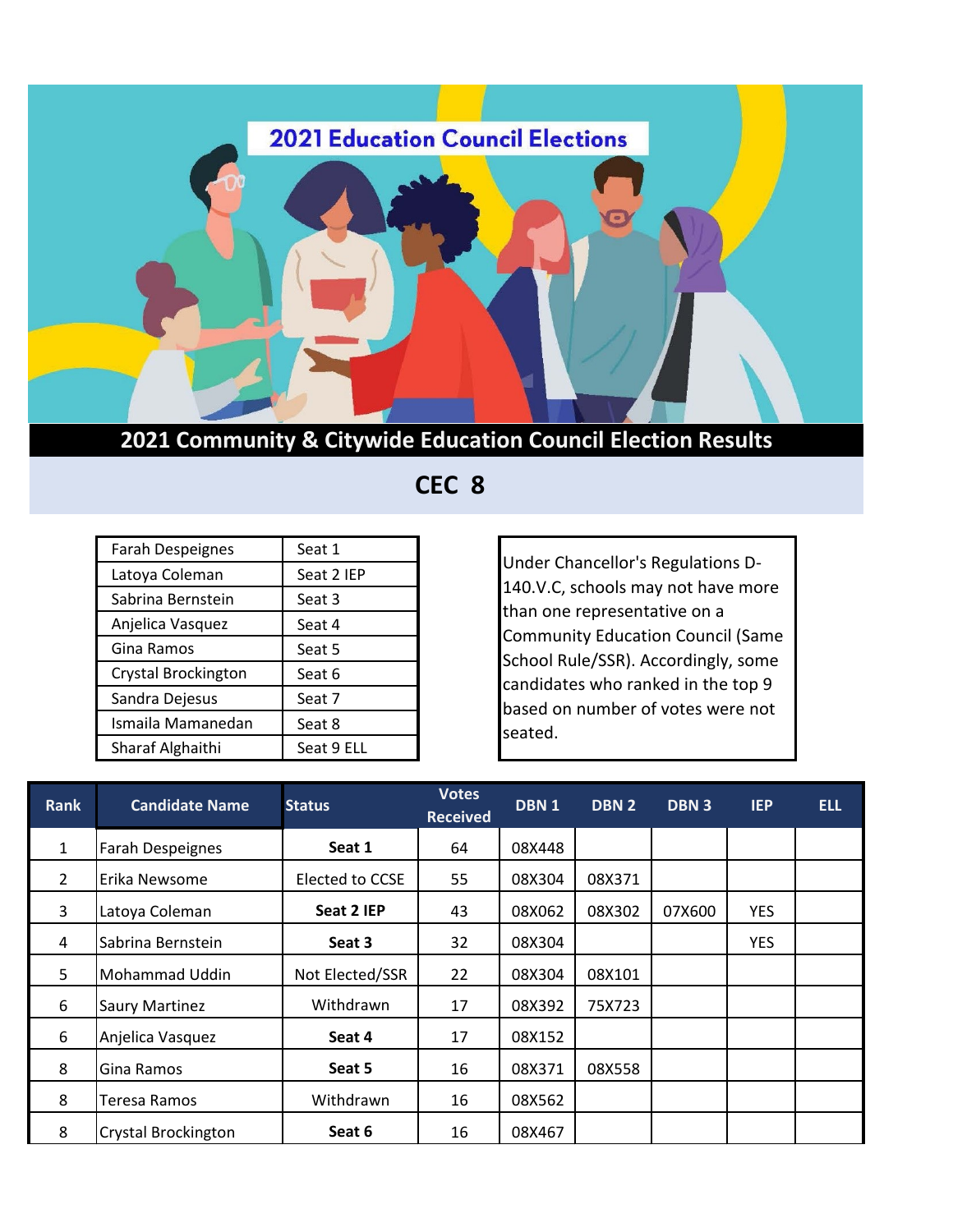2021 Education Council Elections

# 2021 Community & Citywide Education Council Election Results

## CEC 8

| | |
|---|---|
| Farah Despeignes | Seat 1 |
| Latoya Coleman | Seat 2 IEP |
| Sabrina Bernstein | Seat 3 |
| Anjelica Vasquez | Seat 4 |
| Gina Ramos | Seat 5 |
| Crystal Brockington | Seat 6 |
| Sandra Dejesus | Seat 7 |
| Ismaila Mamanedan | Seat 8 |
| Sharaf Alghaithi | Seat 9 ELL |

Under Chancellor's Regulations D-140.V.C, schools may not have more than one representative on a Community Education Council (Same School Rule/SSR). Accordingly, some candidates who ranked in the top 9 based on number of votes were not seated.

| Rank | Candidate Name | Status | Votes Received | DBN 1 | DBN 2 | DBN 3 | IEP | ELL |
|---|---|---|---|---|---|---|---|---|
| 1 | Farah Despeignes | **Seat 1** | 64 | 08X448 | | | | |
| 2 | Erika Newsome | Elected to CCSE | 55 | 08X304 | 08X371 | | | |
| 3 | Latoya Coleman | **Seat 2 IEP** | 43 | 08X062 | 08X302 | 07X600 | YES | |
| 4 | Sabrina Bernstein | **Seat 3** | 32 | 08X304 | | | YES | |
| 5 | Mohammad Uddin | Not Elected/SSR | 22 | 08X304 | 08X101 | | | |
| 6 | Saury Martinez | Withdrawn | 17 | 08X392 | 75X723 | | | |
| 6 | Anjelica Vasquez | **Seat 4** | 17 | 08X152 | | | | |
| 8 | Gina Ramos | **Seat 5** | 16 | 08X371 | 08X558 | | | |
| 8 | Teresa Ramos | Withdrawn | 16 | 08X562 | | | | |
| 8 | Crystal Brockington | **Seat 6** | 16 | 08X467 | | | | |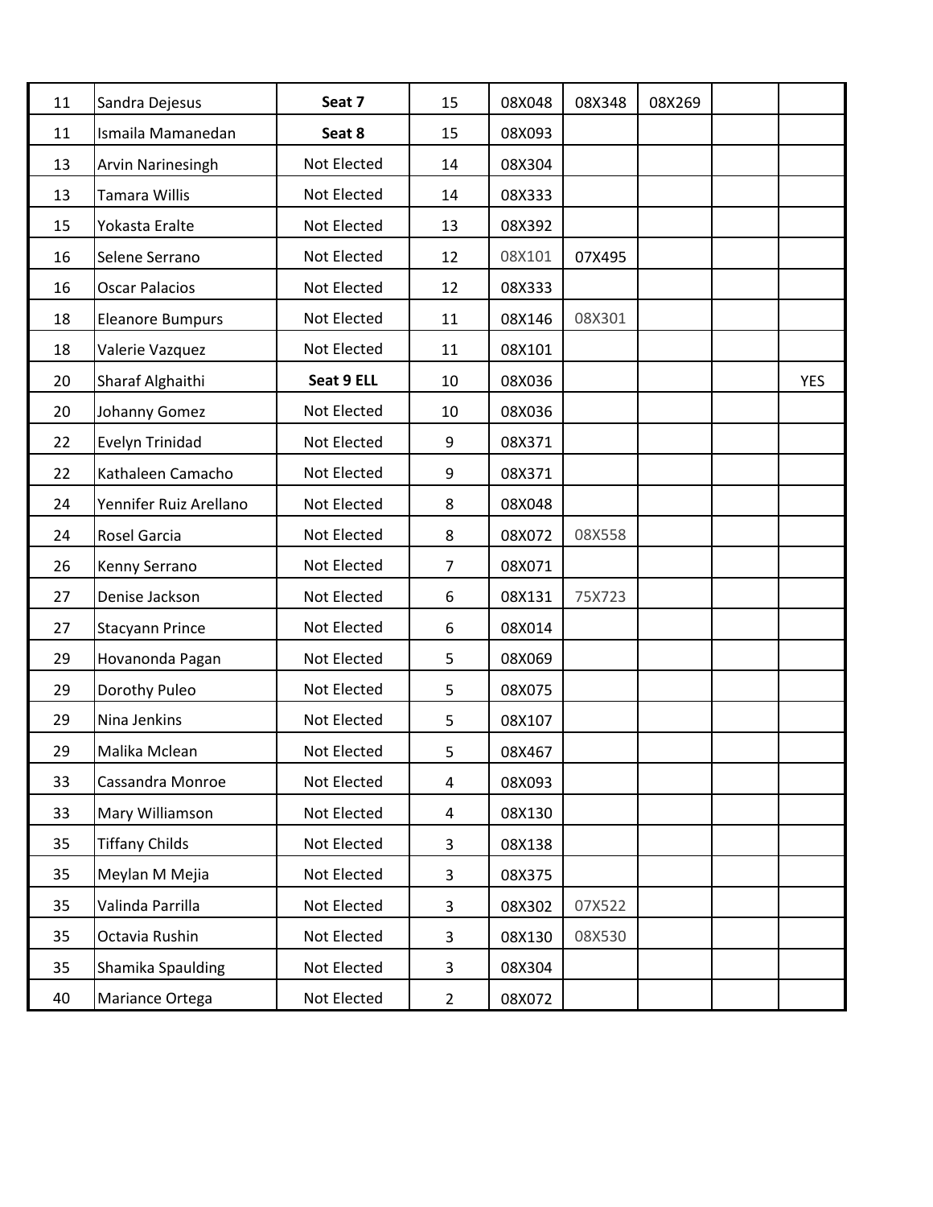| | | | | | | | | |
|---|---|---|---|---|---|---|---|---|
| 11 | Sandra Dejesus | **Seat 7** | 15 | 08X048 | 08X348 | 08X269 | | |
| 11 | Ismaila Mamanedan | **Seat 8** | 15 | 08X093 | | | | |
| 13 | Arvin Narinesingh | Not Elected | 14 | 08X304 | | | | |
| 13 | Tamara Willis | Not Elected | 14 | 08X333 | | | | |
| 15 | Yokasta Eralte | Not Elected | 13 | 08X392 | | | | |
| 16 | Selene Serrano | Not Elected | 12 | 08X101 | 07X495 | | | |
| 16 | Oscar Palacios | Not Elected | 12 | 08X333 | | | | |
| 18 | Eleanore Bumpurs | Not Elected | 11 | 08X146 | 08X301 | | | |
| 18 | Valerie Vazquez | Not Elected | 11 | 08X101 | | | | |
| 20 | Sharaf Alghaithi | **Seat 9 ELL** | 10 | 08X036 | | | | YES |
| 20 | Johanny Gomez | Not Elected | 10 | 08X036 | | | | |
| 22 | Evelyn Trinidad | Not Elected | 9 | 08X371 | | | | |
| 22 | Kathaleen Camacho | Not Elected | 9 | 08X371 | | | | |
| 24 | Yennifer Ruiz Arellano | Not Elected | 8 | 08X048 | | | | |
| 24 | Rosel Garcia | Not Elected | 8 | 08X072 | 08X558 | | | |
| 26 | Kenny Serrano | Not Elected | 7 | 08X071 | | | | |
| 27 | Denise Jackson | Not Elected | 6 | 08X131 | 75X723 | | | |
| 27 | Stacyann Prince | Not Elected | 6 | 08X014 | | | | |
| 29 | Hovanonda Pagan | Not Elected | 5 | 08X069 | | | | |
| 29 | Dorothy Puleo | Not Elected | 5 | 08X075 | | | | |
| 29 | Nina Jenkins | Not Elected | 5 | 08X107 | | | | |
| 29 | Malika Mclean | Not Elected | 5 | 08X467 | | | | |
| 33 | Cassandra Monroe | Not Elected | 4 | 08X093 | | | | |
| 33 | Mary Williamson | Not Elected | 4 | 08X130 | | | | |
| 35 | Tiffany Childs | Not Elected | 3 | 08X138 | | | | |
| 35 | Meylan M Mejia | Not Elected | 3 | 08X375 | | | | |
| 35 | Valinda Parrilla | Not Elected | 3 | 08X302 | 07X522 | | | |
| 35 | Octavia Rushin | Not Elected | 3 | 08X130 | 08X530 | | | |
| 35 | Shamika Spaulding | Not Elected | 3 | 08X304 | | | | |
| 40 | Mariance Ortega | Not Elected | 2 | 08X072 | | | | |